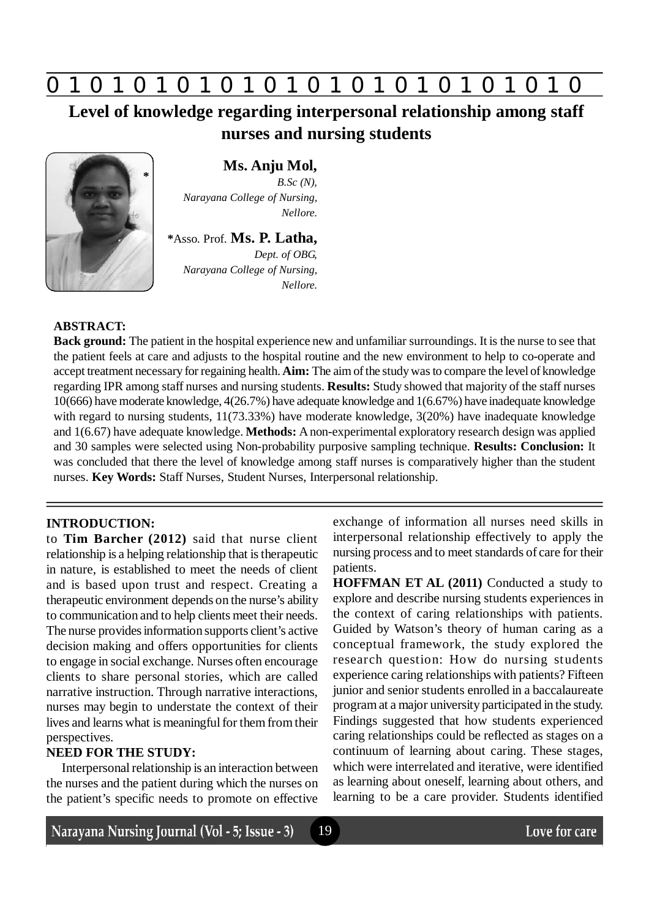# Level of knowledge regarding interpersonal relationship among staff nurses and nursing students

**Ms. Anju Mol,**
*B.Sc (N),*
*Narayana College of Nursing,*
*Nellore.*

***Asso. Prof. Ms. P. Latha,**
*Dept. of OBG,*
*Narayana College of Nursing,*
*Nellore.*

**ABSTRACT:**

**Back ground:** The patient in the hospital experience new and unfamiliar surroundings. It is the nurse to see that the patient feels at care and adjusts to the hospital routine and the new environment to help to co-operate and accept treatment necessary for regaining health. **Aim:** The aim of the study was to compare the level of knowledge regarding IPR among staff nurses and nursing students. **Results:** Study showed that majority of the staff nurses 10(666) have moderate knowledge, 4(26.7%) have adequate knowledge and 1(6.67%) have inadequate knowledge with regard to nursing students, 11(73.33%) have moderate knowledge, 3(20%) have inadequate knowledge and 1(6.67) have adequate knowledge. **Methods:** A non-experimental exploratory research design was applied and 30 samples were selected using Non-probability purposive sampling technique. **Results: Conclusion:** It was concluded that there the level of knowledge among staff nurses is comparatively higher than the student nurses. **Key Words:** Staff Nurses, Student Nurses, Interpersonal relationship.

## INTRODUCTION:

to **Tim Barcher (2012)** said that nurse client relationship is a helping relationship that is therapeutic in nature, is established to meet the needs of client and is based upon trust and respect. Creating a therapeutic environment depends on the nurse's ability to communication and to help clients meet their needs. The nurse provides information supports client's active decision making and offers opportunities for clients to engage in social exchange. Nurses often encourage clients to share personal stories, which are called narrative instruction. Through narrative interactions, nurses may begin to understate the context of their lives and learns what is meaningful for them from their perspectives.

## NEED FOR THE STUDY:

Interpersonal relationship is an interaction between the nurses and the patient during which the nurses on the patient's specific needs to promote on effective exchange of information all nurses need skills in interpersonal relationship effectively to apply the nursing process and to meet standards of care for their patients.

**HOFFMAN ET AL (2011)** Conducted a study to explore and describe nursing students experiences in the context of caring relationships with patients. Guided by Watson's theory of human caring as a conceptual framework, the study explored the research question: How do nursing students experience caring relationships with patients? Fifteen junior and senior students enrolled in a baccalaureate program at a major university participated in the study. Findings suggested that how students experienced caring relationships could be reflected as stages on a continuum of learning about caring. These stages, which were interrelated and iterative, were identified as learning about oneself, learning about others, and learning to be a care provider. Students identified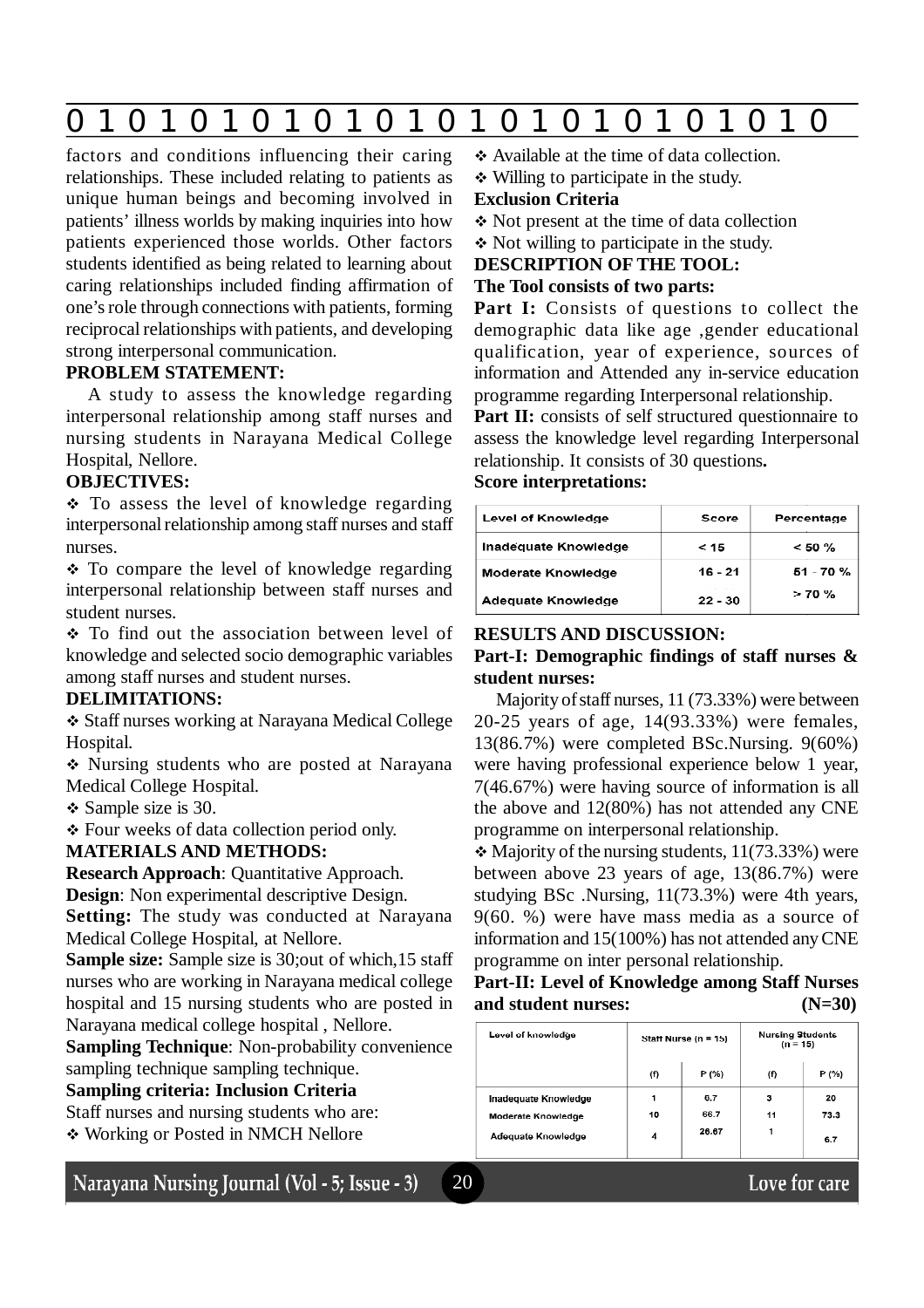factors and conditions influencing their caring relationships. These included relating to patients as unique human beings and becoming involved in patients' illness worlds by making inquiries into how patients experienced those worlds. Other factors students identified as being related to learning about caring relationships included finding affirmation of one's role through connections with patients, forming reciprocal relationships with patients, and developing strong interpersonal communication.

**PROBLEM STATEMENT:**

A study to assess the knowledge regarding interpersonal relationship among staff nurses and nursing students in Narayana Medical College Hospital, Nellore.

**OBJECTIVES:**

- To assess the level of knowledge regarding interpersonal relationship among staff nurses and staff nurses.
- To compare the level of knowledge regarding interpersonal relationship between staff nurses and student nurses.
- To find out the association between level of knowledge and selected socio demographic variables among staff nurses and student nurses.

**DELIMITATIONS:**

- Staff nurses working at Narayana Medical College Hospital.
- Nursing students who are posted at Narayana Medical College Hospital.
- Sample size is 30.
- Four weeks of data collection period only.

**MATERIALS AND METHODS:**

**Research Approach**: Quantitative Approach.

**Design**: Non experimental descriptive Design.

**Setting:** The study was conducted at Narayana Medical College Hospital, at Nellore.

**Sample size:** Sample size is 30;out of which,15 staff nurses who are working in Narayana medical college hospital and 15 nursing students who are posted in Narayana medical college hospital , Nellore.

**Sampling Technique**: Non-probability convenience sampling technique sampling technique.

**Sampling criteria: Inclusion Criteria**

Staff nurses and nursing students who are:

- Working or Posted in NMCH Nellore
- Available at the time of data collection.
- Willing to participate in the study.

**Exclusion Criteria**

- Not present at the time of data collection
- Not willing to participate in the study.

**DESCRIPTION OF THE TOOL:**

**The Tool consists of two parts:**

**Part I:** Consists of questions to collect the demographic data like age ,gender educational qualification, year of experience, sources of information and Attended any in-service education programme regarding Interpersonal relationship.

**Part II:** consists of self structured questionnaire to assess the knowledge level regarding Interpersonal relationship. It consists of 30 questions**.**

**Score interpretations:**

| Level of Knowledge | Score | Percentage |
|---|---|---|
| Inadequate Knowledge | < 15 | < 50 % |
| Moderate Knowledge | 16 - 21 | 51 - 70 % |
| Adequate Knowledge | 22 - 30 | > 70 % |

**RESULTS AND DISCUSSION:**

**Part-I: Demographic findings of staff nurses & student nurses:**

Majority of staff nurses, 11 (73.33%) were between 20-25 years of age, 14(93.33%) were females, 13(86.7%) were completed BSc.Nursing. 9(60%) were having professional experience below 1 year, 7(46.67%) were having source of information is all the above and 12(80%) has not attended any CNE programme on interpersonal relationship.

- Majority of the nursing students, 11(73.33%) were between above 23 years of age, 13(86.7%) were studying BSc .Nursing, 11(73.3%) were 4th years, 9(60. %) were have mass media as a source of information and 15(100%) has not attended any CNE programme on inter personal relationship.

**Part-II: Level of Knowledge among Staff Nurses and student nurses: (N=30)**

| Level of knowledge | Staff Nurse (n = 15) | | Nursing Students (n = 15) | |
|---|---|---|---|---|
| | (f) | P (%) | (f) | P (%) |
| Inadequate Knowledge | 1 | 6.7 | 3 | 20 |
| Moderate Knowledge | 10 | 66.7 | 11 | 73.3 |
| Adequate Knowledge | 4 | 26.67 | 1 | 6.7 |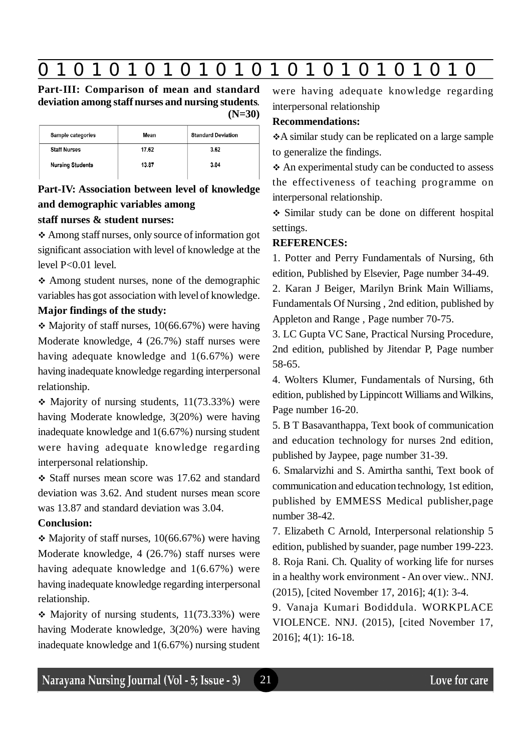**Part-III: Comparison of mean and standard deviation among staff nurses and nursing students. (N=30)**

| Sample categories | Mean | Standard Deviation |
|---|---|---|
| Staff Nurses | 17.62 | 3.62 |
| Nursing Students | 13.87 | 3.04 |

**Part-IV: Association between level of knowledge and demographic variables among staff nurses & student nurses:**

- Among staff nurses, only source of information got significant association with level of knowledge at the level P<0.01 level.
- Among student nurses, none of the demographic variables has got association with level of knowledge.

**Major findings of the study:**

- Majority of staff nurses, 10(66.67%) were having Moderate knowledge, 4 (26.7%) staff nurses were having adequate knowledge and 1(6.67%) were having inadequate knowledge regarding interpersonal relationship.
- Majority of nursing students, 11(73.33%) were having Moderate knowledge, 3(20%) were having inadequate knowledge and 1(6.67%) nursing student were having adequate knowledge regarding interpersonal relationship.
- Staff nurses mean score was 17.62 and standard deviation was 3.62. And student nurses mean score was 13.87 and standard deviation was 3.04.

**Conclusion:**

- Majority of staff nurses, 10(66.67%) were having Moderate knowledge, 4 (26.7%) staff nurses were having adequate knowledge and 1(6.67%) were having inadequate knowledge regarding interpersonal relationship.
- Majority of nursing students, 11(73.33%) were having Moderate knowledge, 3(20%) were having inadequate knowledge and 1(6.67%) nursing student were having adequate knowledge regarding interpersonal relationship

**Recommendations:**

- A similar study can be replicated on a large sample to generalize the findings.
- An experimental study can be conducted to assess the effectiveness of teaching programme on interpersonal relationship.
- Similar study can be done on different hospital settings.

**REFERENCES:**

1. Potter and Perry Fundamentals of Nursing, 6th edition, Published by Elsevier, Page number 34-49.
2. Karan J Beiger, Marilyn Brink Main Williams, Fundamentals Of Nursing , 2nd edition, published by Appleton and Range , Page number 70-75.
3. LC Gupta VC Sane, Practical Nursing Procedure, 2nd edition, published by Jitendar P, Page number 58-65.
4. Wolters Klumer, Fundamentals of Nursing, 6th edition, published by Lippincott Williams and Wilkins, Page number 16-20.
5. B T Basavanthappa, Text book of communication and education technology for nurses 2nd edition, published by Jaypee, page number 31-39.
6. Smalarvizhi and S. Amirtha santhi, Text book of communication and education technology, 1st edition, published by EMMESS Medical publisher,page number 38-42.
7. Elizabeth C Arnold, Interpersonal relationship 5 edition, published by suander, page number 199-223.
8. Roja Rani. Ch. Quality of working life for nurses in a healthy work environment - An over view.. NNJ. (2015), [cited November 17, 2016]; 4(1): 3-4.
9. Vanaja Kumari Bodiddula. WORKPLACE VIOLENCE. NNJ. (2015), [cited November 17, 2016]; 4(1): 16-18.